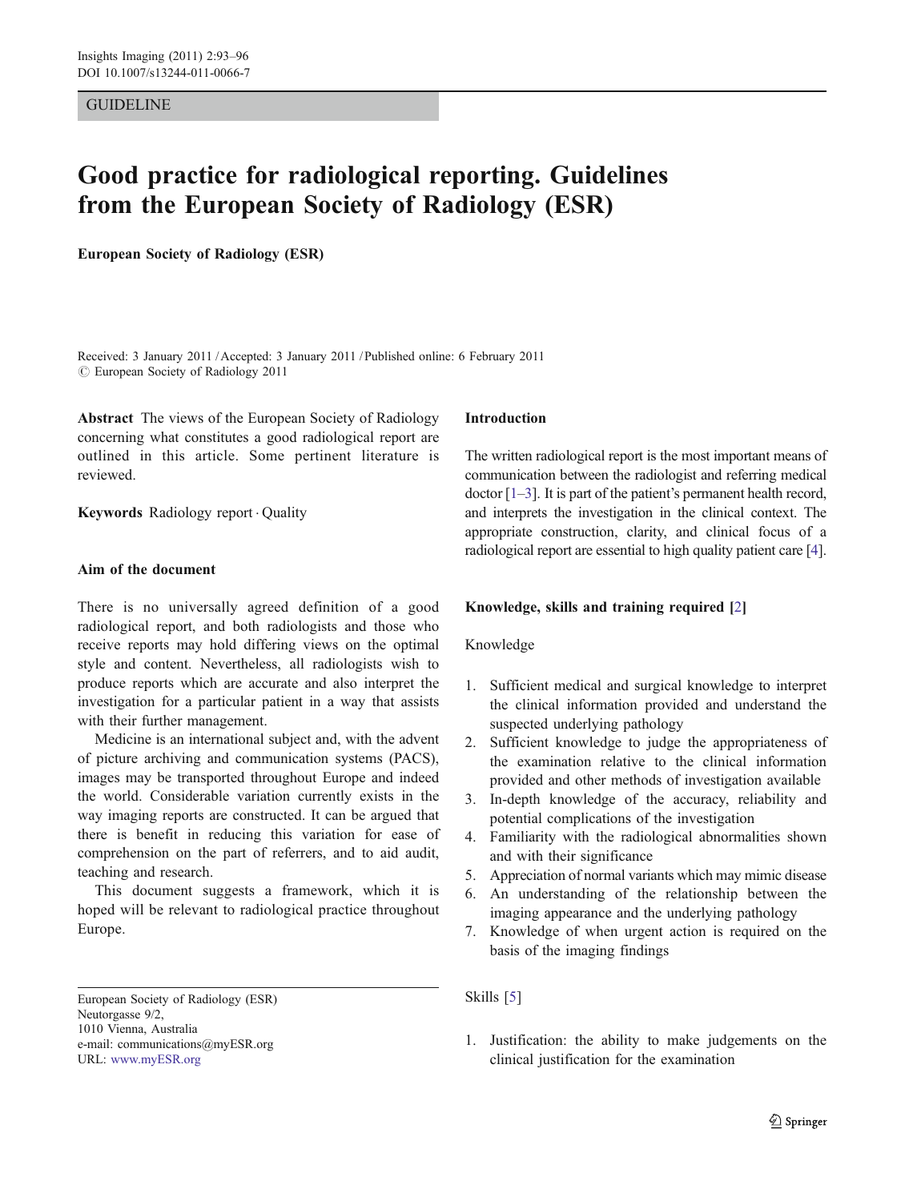GUIDELINE

# Good practice for radiological reporting. Guidelines from the European Society of Radiology (ESR)

**European Society of Radiology (ESR)**

Received: 3 January 2011 / Accepted: 3 January 2011 / Published online: 6 February 2011
© European Society of Radiology 2011

**Abstract** The views of the European Society of Radiology concerning what constitutes a good radiological report are outlined in this article. Some pertinent literature is reviewed.

**Keywords** Radiology report · Quality

## Aim of the document

There is no universally agreed definition of a good radiological report, and both radiologists and those who receive reports may hold differing views on the optimal style and content. Nevertheless, all radiologists wish to produce reports which are accurate and also interpret the investigation for a particular patient in a way that assists with their further management.

Medicine is an international subject and, with the advent of picture archiving and communication systems (PACS), images may be transported throughout Europe and indeed the world. Considerable variation currently exists in the way imaging reports are constructed. It can be argued that there is benefit in reducing this variation for ease of comprehension on the part of referrers, and to aid audit, teaching and research.

This document suggests a framework, which it is hoped will be relevant to radiological practice throughout Europe.

European Society of Radiology (ESR)
Neutorgasse 9/2,
1010 Vienna, Australia
e-mail: communications@myESR.org
URL: www.myESR.org

## Introduction

The written radiological report is the most important means of communication between the radiologist and referring medical doctor [1–3]. It is part of the patient's permanent health record, and interprets the investigation in the clinical context. The appropriate construction, clarity, and clinical focus of a radiological report are essential to high quality patient care [4].

## Knowledge, skills and training required [2]

### Knowledge

1. Sufficient medical and surgical knowledge to interpret the clinical information provided and understand the suspected underlying pathology
2. Sufficient knowledge to judge the appropriateness of the examination relative to the clinical information provided and other methods of investigation available
3. In-depth knowledge of the accuracy, reliability and potential complications of the investigation
4. Familiarity with the radiological abnormalities shown and with their significance
5. Appreciation of normal variants which may mimic disease
6. An understanding of the relationship between the imaging appearance and the underlying pathology
7. Knowledge of when urgent action is required on the basis of the imaging findings

### Skills [5]

1. Justification: the ability to make judgements on the clinical justification for the examination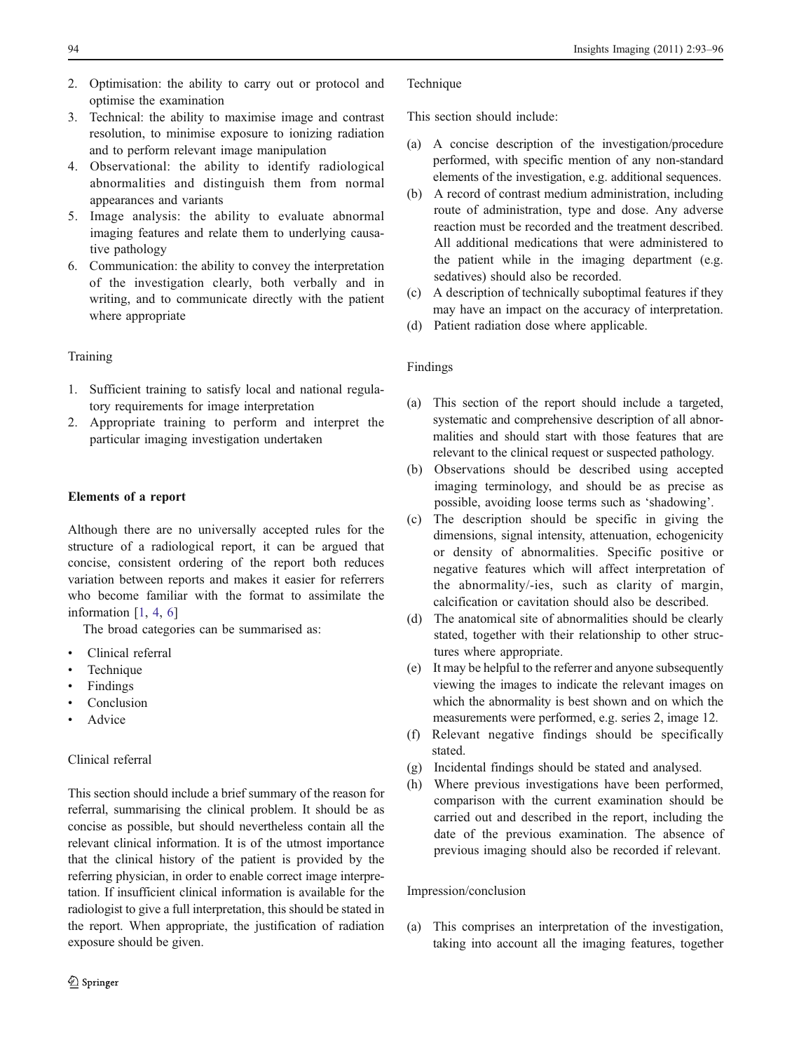2. Optimisation: the ability to carry out or protocol and optimise the examination
3. Technical: the ability to maximise image and contrast resolution, to minimise exposure to ionizing radiation and to perform relevant image manipulation
4. Observational: the ability to identify radiological abnormalities and distinguish them from normal appearances and variants
5. Image analysis: the ability to evaluate abnormal imaging features and relate them to underlying causative pathology
6. Communication: the ability to convey the interpretation of the investigation clearly, both verbally and in writing, and to communicate directly with the patient where appropriate

### Training

1. Sufficient training to satisfy local and national regulatory requirements for image interpretation
2. Appropriate training to perform and interpret the particular imaging investigation undertaken

## Elements of a report

Although there are no universally accepted rules for the structure of a radiological report, it can be argued that concise, consistent ordering of the report both reduces variation between reports and makes it easier for referrers who become familiar with the format to assimilate the information [1, 4, 6]

The broad categories can be summarised as:

- Clinical referral
- Technique
- Findings
- Conclusion
- Advice

### Clinical referral

This section should include a brief summary of the reason for referral, summarising the clinical problem. It should be as concise as possible, but should nevertheless contain all the relevant clinical information. It is of the utmost importance that the clinical history of the patient is provided by the referring physician, in order to enable correct image interpretation. If insufficient clinical information is available for the radiologist to give a full interpretation, this should be stated in the report. When appropriate, the justification of radiation exposure should be given.

### Technique

This section should include:

(a) A concise description of the investigation/procedure performed, with specific mention of any non-standard elements of the investigation, e.g. additional sequences.
(b) A record of contrast medium administration, including route of administration, type and dose. Any adverse reaction must be recorded and the treatment described. All additional medications that were administered to the patient while in the imaging department (e.g. sedatives) should also be recorded.
(c) A description of technically suboptimal features if they may have an impact on the accuracy of interpretation.
(d) Patient radiation dose where applicable.

### Findings

(a) This section of the report should include a targeted, systematic and comprehensive description of all abnormalities and should start with those features that are relevant to the clinical request or suspected pathology.
(b) Observations should be described using accepted imaging terminology, and should be as precise as possible, avoiding loose terms such as 'shadowing'.
(c) The description should be specific in giving the dimensions, signal intensity, attenuation, echogenicity or density of abnormalities. Specific positive or negative features which will affect interpretation of the abnormality/-ies, such as clarity of margin, calcification or cavitation should also be described.
(d) The anatomical site of abnormalities should be clearly stated, together with their relationship to other structures where appropriate.
(e) It may be helpful to the referrer and anyone subsequently viewing the images to indicate the relevant images on which the abnormality is best shown and on which the measurements were performed, e.g. series 2, image 12.
(f) Relevant negative findings should be specifically stated.
(g) Incidental findings should be stated and analysed.
(h) Where previous investigations have been performed, comparison with the current examination should be carried out and described in the report, including the date of the previous examination. The absence of previous imaging should also be recorded if relevant.

### Impression/conclusion

(a) This comprises an interpretation of the investigation, taking into account all the imaging features, together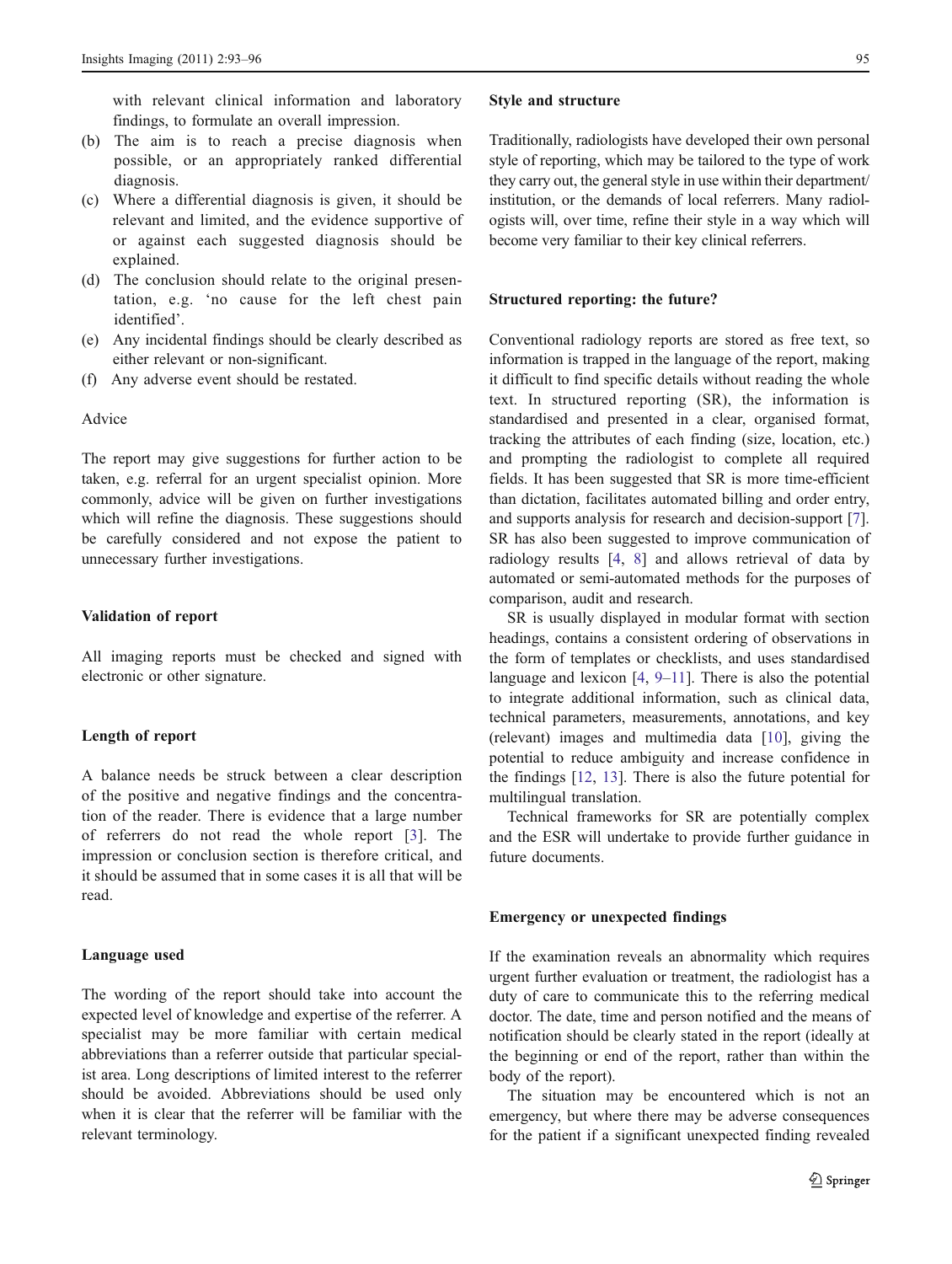with relevant clinical information and laboratory findings, to formulate an overall impression.

(b) The aim is to reach a precise diagnosis when possible, or an appropriately ranked differential diagnosis.
(c) Where a differential diagnosis is given, it should be relevant and limited, and the evidence supportive of or against each suggested diagnosis should be explained.
(d) The conclusion should relate to the original presentation, e.g. 'no cause for the left chest pain identified'.
(e) Any incidental findings should be clearly described as either relevant or non-significant.
(f) Any adverse event should be restated.

Advice

The report may give suggestions for further action to be taken, e.g. referral for an urgent specialist opinion. More commonly, advice will be given on further investigations which will refine the diagnosis. These suggestions should be carefully considered and not expose the patient to unnecessary further investigations.

### Validation of report

All imaging reports must be checked and signed with electronic or other signature.

### Length of report

A balance needs be struck between a clear description of the positive and negative findings and the concentration of the reader. There is evidence that a large number of referrers do not read the whole report [3]. The impression or conclusion section is therefore critical, and it should be assumed that in some cases it is all that will be read.

### Language used

The wording of the report should take into account the expected level of knowledge and expertise of the referrer. A specialist may be more familiar with certain medical abbreviations than a referrer outside that particular specialist area. Long descriptions of limited interest to the referrer should be avoided. Abbreviations should be used only when it is clear that the referrer will be familiar with the relevant terminology.

### Style and structure

Traditionally, radiologists have developed their own personal style of reporting, which may be tailored to the type of work they carry out, the general style in use within their department/institution, or the demands of local referrers. Many radiologists will, over time, refine their style in a way which will become very familiar to their key clinical referrers.

### Structured reporting: the future?

Conventional radiology reports are stored as free text, so information is trapped in the language of the report, making it difficult to find specific details without reading the whole text. In structured reporting (SR), the information is standardised and presented in a clear, organised format, tracking the attributes of each finding (size, location, etc.) and prompting the radiologist to complete all required fields. It has been suggested that SR is more time-efficient than dictation, facilitates automated billing and order entry, and supports analysis for research and decision-support [7]. SR has also been suggested to improve communication of radiology results [4, 8] and allows retrieval of data by automated or semi-automated methods for the purposes of comparison, audit and research.

SR is usually displayed in modular format with section headings, contains a consistent ordering of observations in the form of templates or checklists, and uses standardised language and lexicon [4, 9–11]. There is also the potential to integrate additional information, such as clinical data, technical parameters, measurements, annotations, and key (relevant) images and multimedia data [10], giving the potential to reduce ambiguity and increase confidence in the findings [12, 13]. There is also the future potential for multilingual translation.

Technical frameworks for SR are potentially complex and the ESR will undertake to provide further guidance in future documents.

### Emergency or unexpected findings

If the examination reveals an abnormality which requires urgent further evaluation or treatment, the radiologist has a duty of care to communicate this to the referring medical doctor. The date, time and person notified and the means of notification should be clearly stated in the report (ideally at the beginning or end of the report, rather than within the body of the report).

The situation may be encountered which is not an emergency, but where there may be adverse consequences for the patient if a significant unexpected finding revealed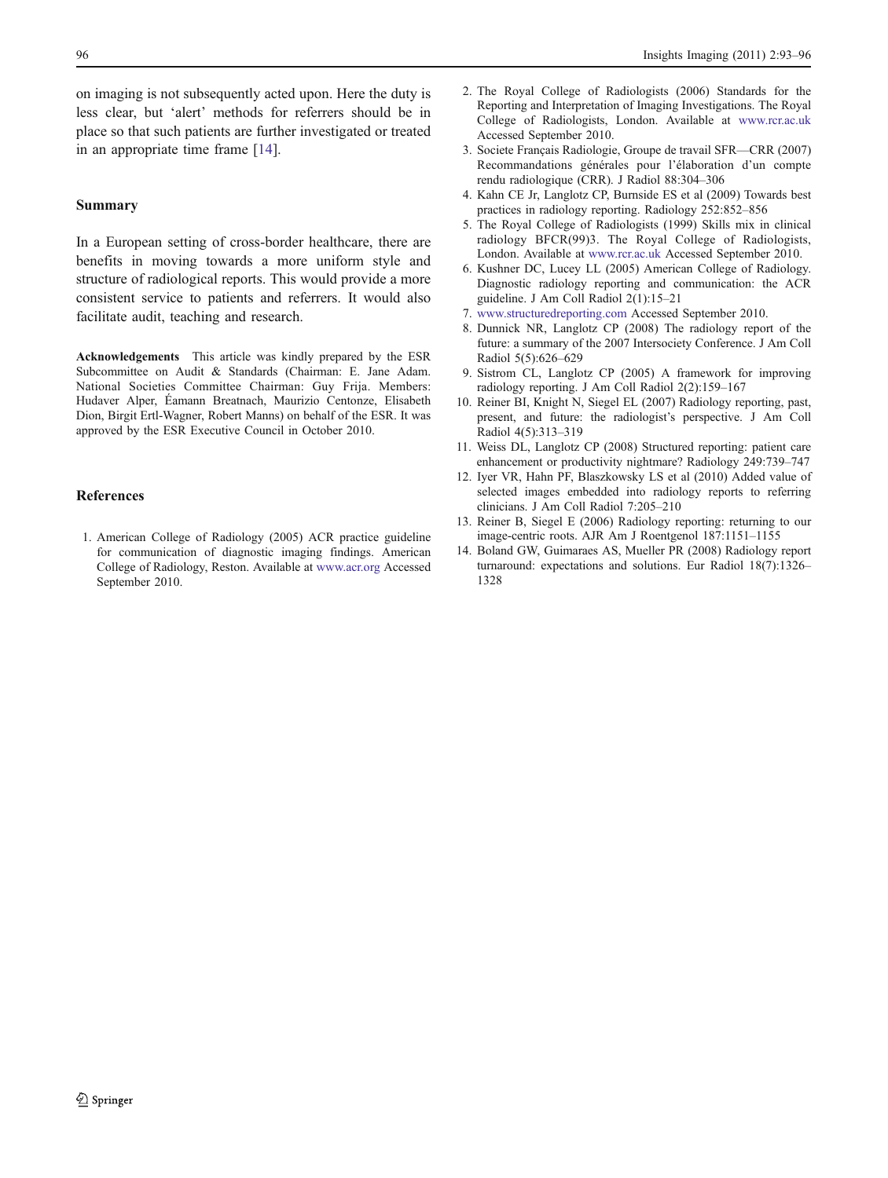on imaging is not subsequently acted upon. Here the duty is less clear, but 'alert' methods for referrers should be in place so that such patients are further investigated or treated in an appropriate time frame [14].

## Summary

In a European setting of cross-border healthcare, there are benefits in moving towards a more uniform style and structure of radiological reports. This would provide a more consistent service to patients and referrers. It would also facilitate audit, teaching and research.

**Acknowledgements** This article was kindly prepared by the ESR Subcommittee on Audit & Standards (Chairman: E. Jane Adam. National Societies Committee Chairman: Guy Frija. Members: Hudaver Alper, Éamann Breatnach, Maurizio Centonze, Elisabeth Dion, Birgit Ertl-Wagner, Robert Manns) on behalf of the ESR. It was approved by the ESR Executive Council in October 2010.

## References

1. American College of Radiology (2005) ACR practice guideline for communication of diagnostic imaging findings. American College of Radiology, Reston. Available at www.acr.org Accessed September 2010.
2. The Royal College of Radiologists (2006) Standards for the Reporting and Interpretation of Imaging Investigations. The Royal College of Radiologists, London. Available at www.rcr.ac.uk Accessed September 2010.
3. Societe Français Radiologie, Groupe de travail SFR—CRR (2007) Recommandations générales pour l'élaboration d'un compte rendu radiologique (CRR). J Radiol 88:304–306
4. Kahn CE Jr, Langlotz CP, Burnside ES et al (2009) Towards best practices in radiology reporting. Radiology 252:852–856
5. The Royal College of Radiologists (1999) Skills mix in clinical radiology BFCR(99)3. The Royal College of Radiologists, London. Available at www.rcr.ac.uk Accessed September 2010.
6. Kushner DC, Lucey LL (2005) American College of Radiology. Diagnostic radiology reporting and communication: the ACR guideline. J Am Coll Radiol 2(1):15–21
7. www.structuredreporting.com Accessed September 2010.
8. Dunnick NR, Langlotz CP (2008) The radiology report of the future: a summary of the 2007 Intersociety Conference. J Am Coll Radiol 5(5):626–629
9. Sistrom CL, Langlotz CP (2005) A framework for improving radiology reporting. J Am Coll Radiol 2(2):159–167
10. Reiner BI, Knight N, Siegel EL (2007) Radiology reporting, past, present, and future: the radiologist's perspective. J Am Coll Radiol 4(5):313–319
11. Weiss DL, Langlotz CP (2008) Structured reporting: patient care enhancement or productivity nightmare? Radiology 249:739–747
12. Iyer VR, Hahn PF, Blaszkowsky LS et al (2010) Added value of selected images embedded into radiology reports to referring clinicians. J Am Coll Radiol 7:205–210
13. Reiner B, Siegel E (2006) Radiology reporting: returning to our image-centric roots. AJR Am J Roentgenol 187:1151–1155
14. Boland GW, Guimaraes AS, Mueller PR (2008) Radiology report turnaround: expectations and solutions. Eur Radiol 18(7):1326–1328